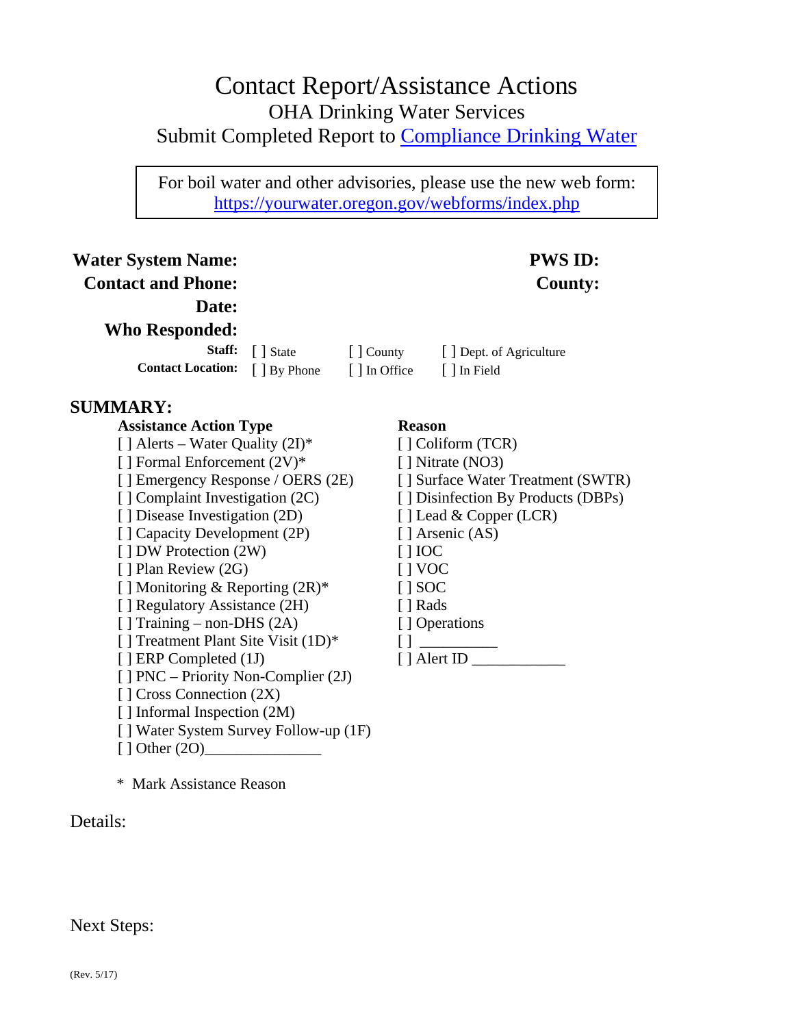# Contact Report/Assistance Actions

## OHA Drinking Water Services

Submit Completed Report to [Compliance Drinking Water]()

> For boil water and other advisories, please use the new web form: [https://yourwater.oregon.gov/webforms/index.php](https://yourwater.oregon.gov/webforms/index.php)

**Water System Name:** 　　　　　　　　　　　　　　　　　　**PWS ID:**

**Contact and Phone:** 　　　　　　　　　　　　　　　　　　**County:**

**Date:**

**Who Responded:**

**Staff:** [ ] State [ ] County [ ] Dept. of Agriculture

**Contact Location:** [ ] By Phone [ ] In Office [ ] In Field

## SUMMARY:

**Assistance Action Type**

[ ] Alerts – Water Quality (2I)*
[ ] Formal Enforcement (2V)*
[ ] Emergency Response / OERS (2E)
[ ] Complaint Investigation (2C)
[ ] Disease Investigation (2D)
[ ] Capacity Development (2P)
[ ] DW Protection (2W)
[ ] Plan Review (2G)
[ ] Monitoring & Reporting (2R)*
[ ] Regulatory Assistance (2H)
[ ] Training – non-DHS (2A)
[ ] Treatment Plant Site Visit (1D)*
[ ] ERP Completed (1J)
[ ] PNC – Priority Non-Complier (2J)
[ ] Cross Connection (2X)
[ ] Informal Inspection (2M)
[ ] Water System Survey Follow-up (1F)
[ ] Other (2O)_______________

**Reason**

[ ] Coliform (TCR)
[ ] Nitrate (NO3)
[ ] Surface Water Treatment (SWTR)
[ ] Disinfection By Products (DBPs)
[ ] Lead & Copper (LCR)
[ ] Arsenic (AS)
[ ] IOC
[ ] VOC
[ ] SOC
[ ] Rads
[ ] Operations
[ ] __________
[ ] Alert ID ____________

* Mark Assistance Reason

Details:

Next Steps:

(Rev. 5/17)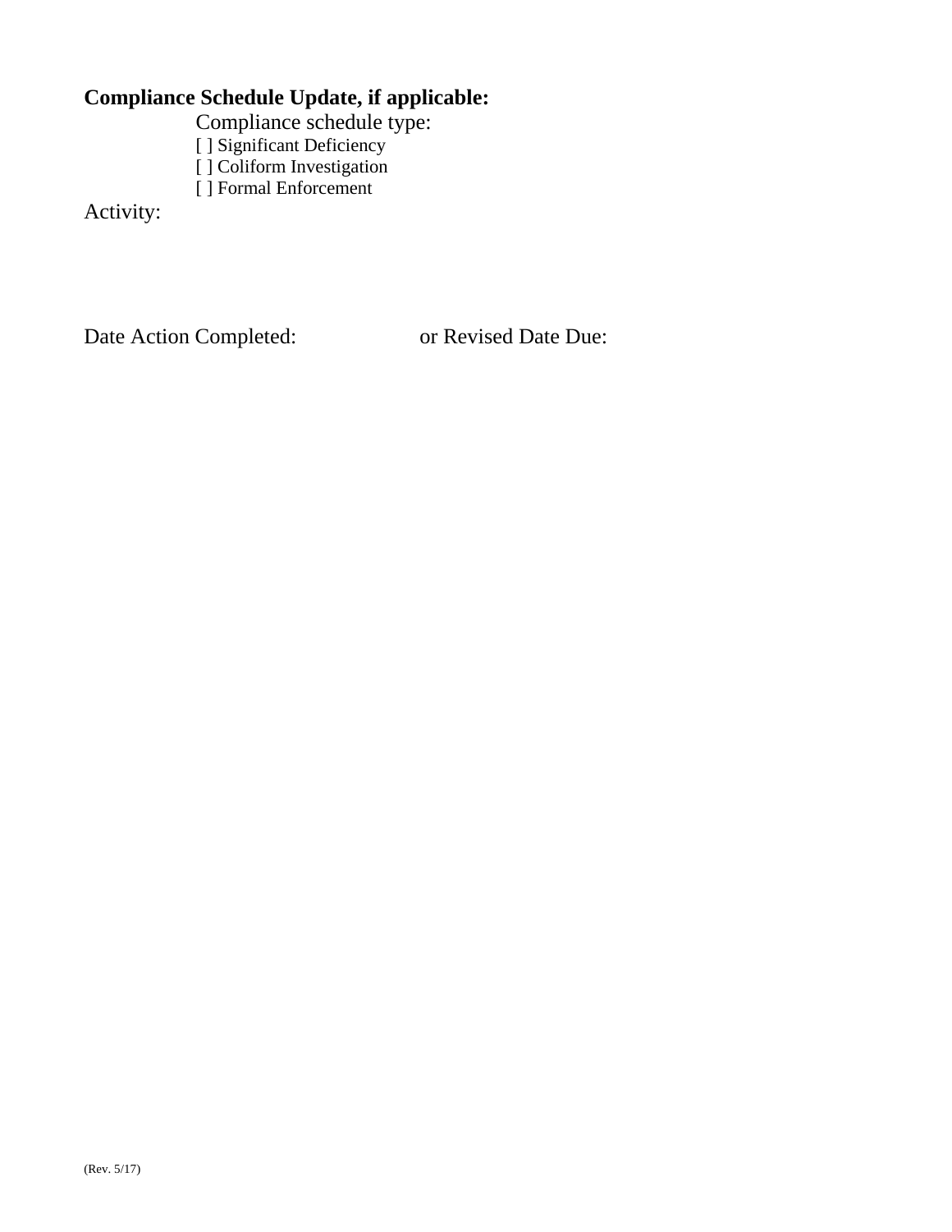**Compliance Schedule Update, if applicable:**

Compliance schedule type:

[ ] Significant Deficiency
[ ] Coliform Investigation
[ ] Formal Enforcement

Activity:

Date Action Completed: or Revised Date Due:

(Rev. 5/17)